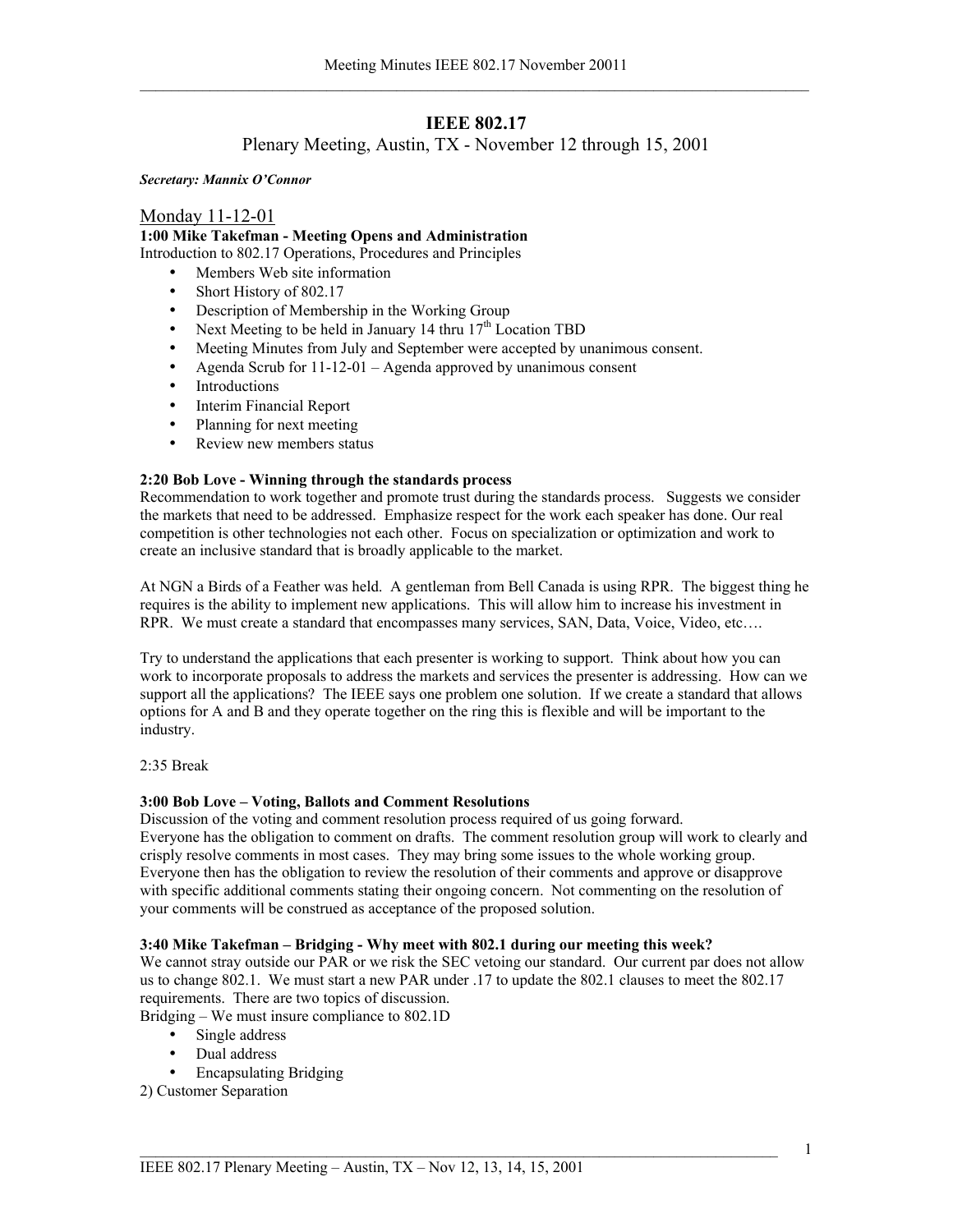# IEEE 802.17

## Plenary Meeting, Austin, TX - November 12 through 15, 2001

***Secretary: Mannix O'Connor***

## Monday 11-12-01

**1:00 Mike Takefman - Meeting Opens and Administration**

Introduction to 802.17 Operations, Procedures and Principles

- Members Web site information
- Short History of 802.17
- Description of Membership in the Working Group
- Next Meeting to be held in January 14 thru 17th Location TBD
- Meeting Minutes from July and September were accepted by unanimous consent.
- Agenda Scrub for 11-12-01 – Agenda approved by unanimous consent
- Introductions
- Interim Financial Report
- Planning for next meeting
- Review new members status

**2:20 Bob Love - Winning through the standards process**

Recommendation to work together and promote trust during the standards process. Suggests we consider the markets that need to be addressed. Emphasize respect for the work each speaker has done. Our real competition is other technologies not each other. Focus on specialization or optimization and work to create an inclusive standard that is broadly applicable to the market.

At NGN a Birds of a Feather was held. A gentleman from Bell Canada is using RPR. The biggest thing he requires is the ability to implement new applications. This will allow him to increase his investment in RPR. We must create a standard that encompasses many services, SAN, Data, Voice, Video, etc….

Try to understand the applications that each presenter is working to support. Think about how you can work to incorporate proposals to address the markets and services the presenter is addressing. How can we support all the applications? The IEEE says one problem one solution. If we create a standard that allows options for A and B and they operate together on the ring this is flexible and will be important to the industry.

2:35 Break

**3:00 Bob Love – Voting, Ballots and Comment Resolutions**

Discussion of the voting and comment resolution process required of us going forward. Everyone has the obligation to comment on drafts. The comment resolution group will work to clearly and crisply resolve comments in most cases. They may bring some issues to the whole working group. Everyone then has the obligation to review the resolution of their comments and approve or disapprove with specific additional comments stating their ongoing concern. Not commenting on the resolution of your comments will be construed as acceptance of the proposed solution.

**3:40 Mike Takefman – Bridging - Why meet with 802.1 during our meeting this week?**

We cannot stray outside our PAR or we risk the SEC vetoing our standard. Our current par does not allow us to change 802.1. We must start a new PAR under .17 to update the 802.1 clauses to meet the 802.17 requirements. There are two topics of discussion.

Bridging – We must insure compliance to 802.1D

- Single address
- Dual address
- Encapsulating Bridging

2) Customer Separation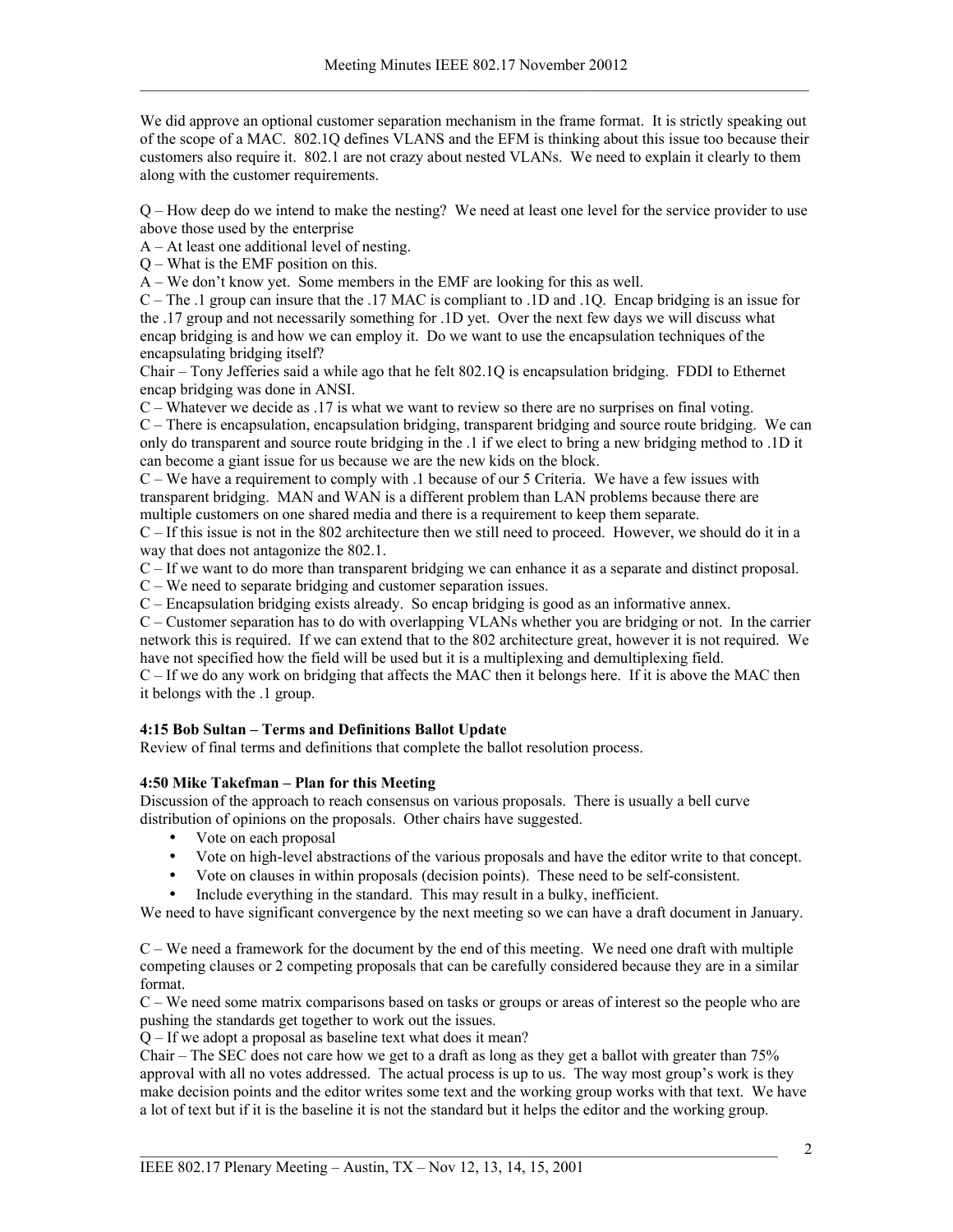We did approve an optional customer separation mechanism in the frame format. It is strictly speaking out of the scope of a MAC. 802.1Q defines VLANS and the EFM is thinking about this issue too because their customers also require it. 802.1 are not crazy about nested VLANs. We need to explain it clearly to them along with the customer requirements.

Q – How deep do we intend to make the nesting? We need at least one level for the service provider to use above those used by the enterprise
A – At least one additional level of nesting.
Q – What is the EMF position on this.
A – We don't know yet. Some members in the EMF are looking for this as well.
C – The .1 group can insure that the .17 MAC is compliant to .1D and .1Q. Encap bridging is an issue for the .17 group and not necessarily something for .1D yet. Over the next few days we will discuss what encap bridging is and how we can employ it. Do we want to use the encapsulation techniques of the encapsulating bridging itself?
Chair – Tony Jefferies said a while ago that he felt 802.1Q is encapsulation bridging. FDDI to Ethernet encap bridging was done in ANSI.
C – Whatever we decide as .17 is what we want to review so there are no surprises on final voting.
C – There is encapsulation, encapsulation bridging, transparent bridging and source route bridging. We can only do transparent and source route bridging in the .1 if we elect to bring a new bridging method to .1D it can become a giant issue for us because we are the new kids on the block.
C – We have a requirement to comply with .1 because of our 5 Criteria. We have a few issues with transparent bridging. MAN and WAN is a different problem than LAN problems because there are multiple customers on one shared media and there is a requirement to keep them separate.
C – If this issue is not in the 802 architecture then we still need to proceed. However, we should do it in a way that does not antagonize the 802.1.
C – If we want to do more than transparent bridging we can enhance it as a separate and distinct proposal.
C – We need to separate bridging and customer separation issues.
C – Encapsulation bridging exists already. So encap bridging is good as an informative annex.
C – Customer separation has to do with overlapping VLANs whether you are bridging or not. In the carrier network this is required. If we can extend that to the 802 architecture great, however it is not required. We have not specified how the field will be used but it is a multiplexing and demultiplexing field.
C – If we do any work on bridging that affects the MAC then it belongs here. If it is above the MAC then it belongs with the .1 group.

**4:15 Bob Sultan – Terms and Definitions Ballot Update**
Review of final terms and definitions that complete the ballot resolution process.

**4:50 Mike Takefman – Plan for this Meeting**
Discussion of the approach to reach consensus on various proposals. There is usually a bell curve distribution of opinions on the proposals. Other chairs have suggested.

- Vote on each proposal
- Vote on high-level abstractions of the various proposals and have the editor write to that concept.
- Vote on clauses in within proposals (decision points). These need to be self-consistent.
- Include everything in the standard. This may result in a bulky, inefficient.

We need to have significant convergence by the next meeting so we can have a draft document in January.

C – We need a framework for the document by the end of this meeting. We need one draft with multiple competing clauses or 2 competing proposals that can be carefully considered because they are in a similar format.
C – We need some matrix comparisons based on tasks or groups or areas of interest so the people who are pushing the standards get together to work out the issues.
Q – If we adopt a proposal as baseline text what does it mean?
Chair – The SEC does not care how we get to a draft as long as they get a ballot with greater than 75% approval with all no votes addressed. The actual process is up to us. The way most group's work is they make decision points and the editor writes some text and the working group works with that text. We have a lot of text but if it is the baseline it is not the standard but it helps the editor and the working group.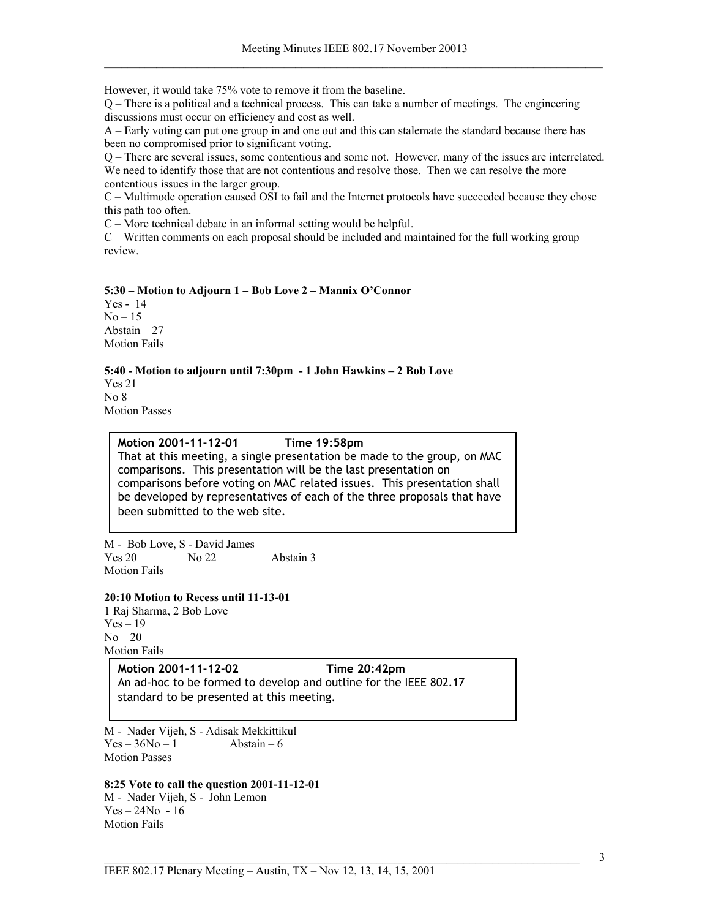However, it would take 75% vote to remove it from the baseline.

Q – There is a political and a technical process. This can take a number of meetings. The engineering discussions must occur on efficiency and cost as well.

A – Early voting can put one group in and one out and this can stalemate the standard because there has been no compromised prior to significant voting.

Q – There are several issues, some contentious and some not. However, many of the issues are interrelated. We need to identify those that are not contentious and resolve those. Then we can resolve the more contentious issues in the larger group.

C – Multimode operation caused OSI to fail and the Internet protocols have succeeded because they chose this path too often.

C – More technical debate in an informal setting would be helpful.

C – Written comments on each proposal should be included and maintained for the full working group review.

**5:30 – Motion to Adjourn 1 – Bob Love 2 – Mannix O'Connor**

Yes - 14
No – 15
Abstain – 27
Motion Fails

**5:40 - Motion to adjourn until 7:30pm - 1 John Hawkins – 2 Bob Love**

Yes 21
No 8
Motion Passes

> **Motion 2001-11-12-01 Time 19:58pm**
> That at this meeting, a single presentation be made to the group, on MAC comparisons. This presentation will be the last presentation on comparisons before voting on MAC related issues. This presentation shall be developed by representatives of each of the three proposals that have been submitted to the web site.

M - Bob Love, S - David James
Yes 20 No 22 Abstain 3
Motion Fails

**20:10 Motion to Recess until 11-13-01**

1 Raj Sharma, 2 Bob Love
Yes – 19
No – 20
Motion Fails

> **Motion 2001-11-12-02 Time 20:42pm**
> An ad-hoc to be formed to develop and outline for the IEEE 802.17 standard to be presented at this meeting.

M - Nader Vijeh, S - Adisak Mekkittikul
Yes – 36No – 1 Abstain – 6
Motion Passes

**8:25 Vote to call the question 2001-11-12-01**

M - Nader Vijeh, S - John Lemon
Yes – 24No - 16
Motion Fails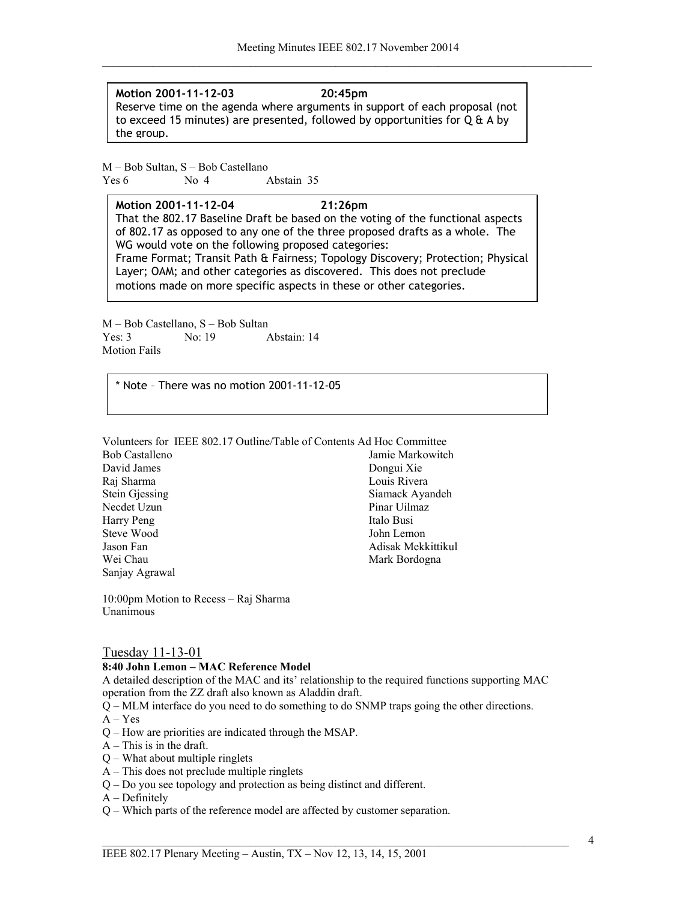**Motion 2001-11-12-03 20:45pm**
Reserve time on the agenda where arguments in support of each proposal (not to exceed 15 minutes) are presented, followed by opportunities for Q & A by the group.

M – Bob Sultan, S – Bob Castellano
Yes 6 No 4 Abstain 35

**Motion 2001-11-12-04 21:26pm**
That the 802.17 Baseline Draft be based on the voting of the functional aspects of 802.17 as opposed to any one of the three proposed drafts as a whole. The WG would vote on the following proposed categories:
Frame Format; Transit Path & Fairness; Topology Discovery; Protection; Physical Layer; OAM; and other categories as discovered. This does not preclude motions made on more specific aspects in these or other categories.

M – Bob Castellano, S – Bob Sultan
Yes: 3 No: 19 Abstain: 14
Motion Fails

* Note – There was no motion 2001-11-12-05

Volunteers for IEEE 802.17 Outline/Table of Contents Ad Hoc Committee

Bob Castalleno
David James
Raj Sharma
Stein Gjessing
Necdet Uzun
Harry Peng
Steve Wood
Jason Fan
Wei Chau
Sanjay Agrawal
Jamie Markowitch
Dongui Xie
Louis Rivera
Siamack Ayandeh
Pinar Uilmaz
Italo Busi
John Lemon
Adisak Mekkittikul
Mark Bordogna

10:00pm Motion to Recess – Raj Sharma
Unanimous

## Tuesday 11-13-01

**8:40 John Lemon – MAC Reference Model**

A detailed description of the MAC and its' relationship to the required functions supporting MAC operation from the ZZ draft also known as Aladdin draft.

Q – MLM interface do you need to do something to do SNMP traps going the other directions.
A – Yes
Q – How are priorities are indicated through the MSAP.
A – This is in the draft.
Q – What about multiple ringlets
A – This does not preclude multiple ringlets
Q – Do you see topology and protection as being distinct and different.
A – Definitely
Q – Which parts of the reference model are affected by customer separation.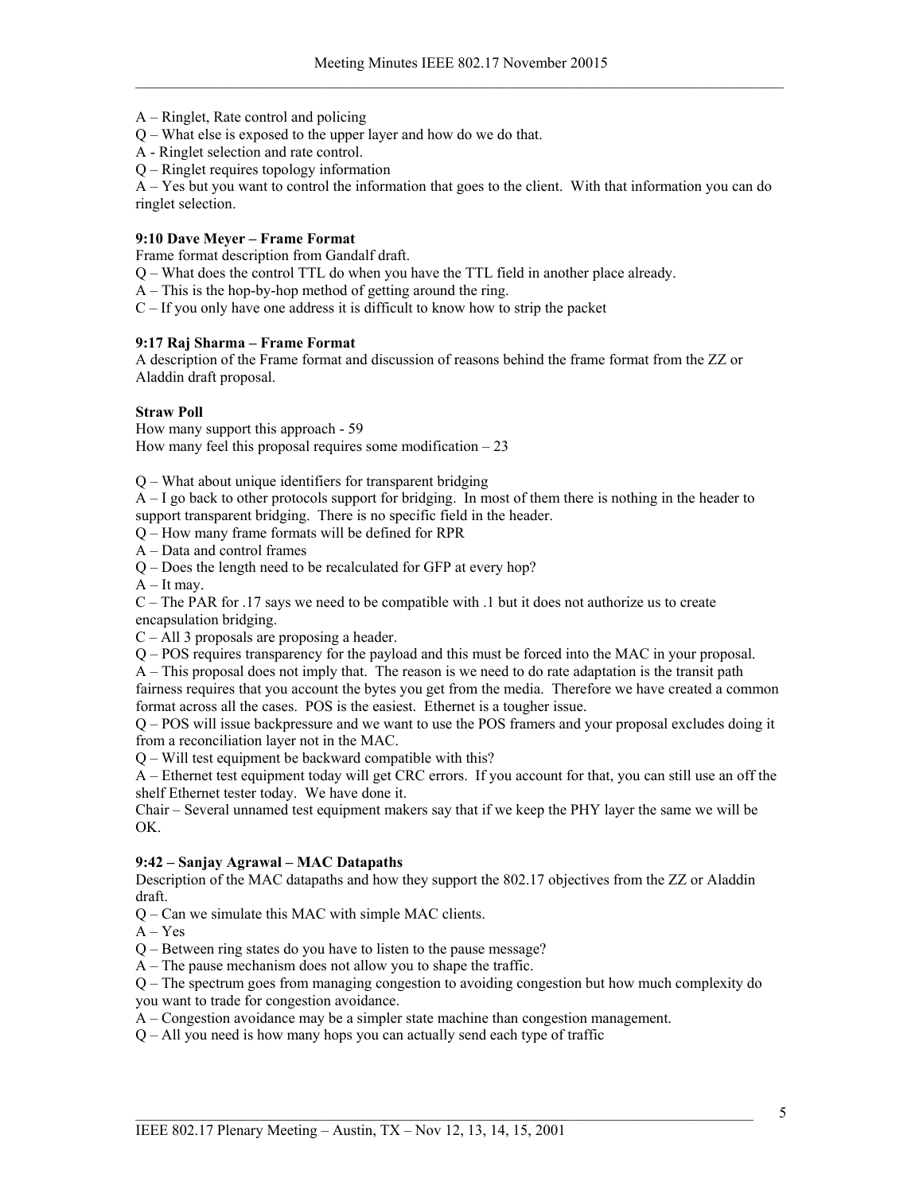A – Ringlet, Rate control and policing

Q – What else is exposed to the upper layer and how do we do that.

A - Ringlet selection and rate control.

Q – Ringlet requires topology information

A – Yes but you want to control the information that goes to the client. With that information you can do ringlet selection.

**9:10 Dave Meyer – Frame Format**

Frame format description from Gandalf draft.

Q – What does the control TTL do when you have the TTL field in another place already.

A – This is the hop-by-hop method of getting around the ring.

C – If you only have one address it is difficult to know how to strip the packet

**9:17 Raj Sharma – Frame Format**

A description of the Frame format and discussion of reasons behind the frame format from the ZZ or Aladdin draft proposal.

**Straw Poll**

How many support this approach - 59

How many feel this proposal requires some modification – 23

Q – What about unique identifiers for transparent bridging

A – I go back to other protocols support for bridging. In most of them there is nothing in the header to support transparent bridging. There is no specific field in the header.

Q – How many frame formats will be defined for RPR

A – Data and control frames

Q – Does the length need to be recalculated for GFP at every hop?

A – It may.

C – The PAR for .17 says we need to be compatible with .1 but it does not authorize us to create encapsulation bridging.

C – All 3 proposals are proposing a header.

Q – POS requires transparency for the payload and this must be forced into the MAC in your proposal.

A – This proposal does not imply that. The reason is we need to do rate adaptation is the transit path fairness requires that you account the bytes you get from the media. Therefore we have created a common format across all the cases. POS is the easiest. Ethernet is a tougher issue.

Q – POS will issue backpressure and we want to use the POS framers and your proposal excludes doing it from a reconciliation layer not in the MAC.

Q – Will test equipment be backward compatible with this?

A – Ethernet test equipment today will get CRC errors. If you account for that, you can still use an off the shelf Ethernet tester today. We have done it.

Chair – Several unnamed test equipment makers say that if we keep the PHY layer the same we will be OK.

**9:42 – Sanjay Agrawal – MAC Datapaths**

Description of the MAC datapaths and how they support the 802.17 objectives from the ZZ or Aladdin draft.

Q – Can we simulate this MAC with simple MAC clients.

A – Yes

Q – Between ring states do you have to listen to the pause message?

A – The pause mechanism does not allow you to shape the traffic.

Q – The spectrum goes from managing congestion to avoiding congestion but how much complexity do you want to trade for congestion avoidance.

A – Congestion avoidance may be a simpler state machine than congestion management.

Q – All you need is how many hops you can actually send each type of traffic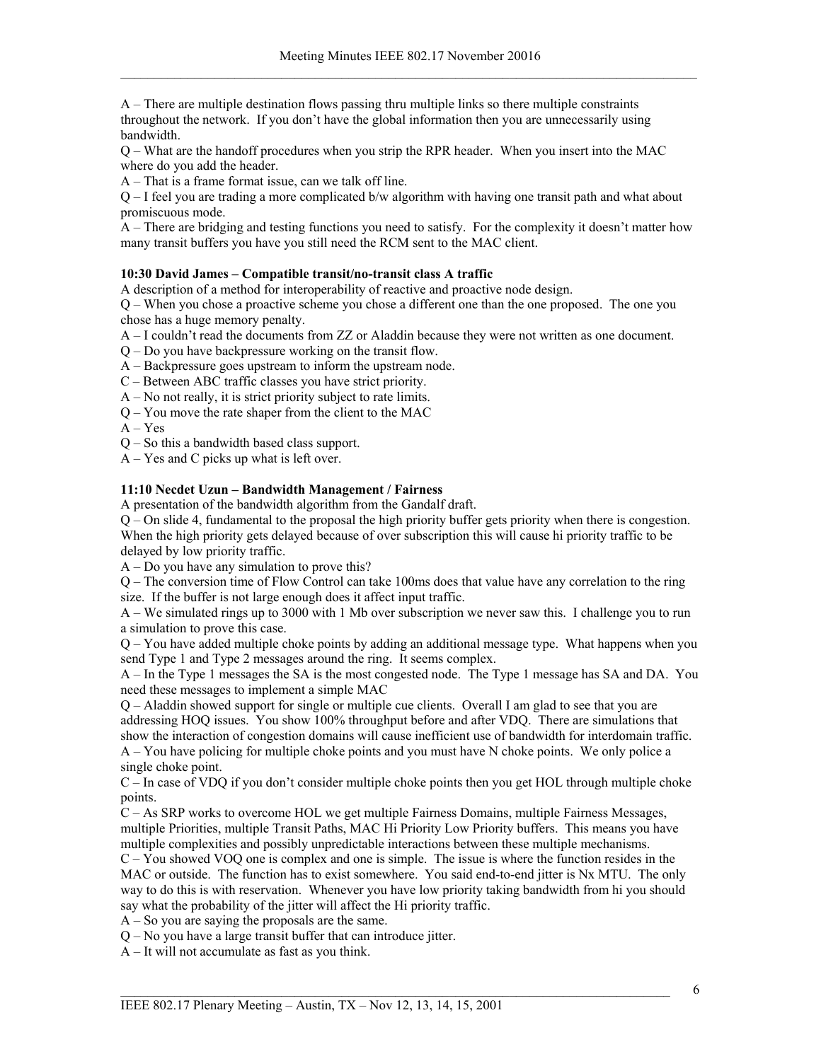A – There are multiple destination flows passing thru multiple links so there multiple constraints throughout the network. If you don't have the global information then you are unnecessarily using bandwidth.

Q – What are the handoff procedures when you strip the RPR header. When you insert into the MAC where do you add the header.

A – That is a frame format issue, can we talk off line.

Q – I feel you are trading a more complicated b/w algorithm with having one transit path and what about promiscuous mode.

A – There are bridging and testing functions you need to satisfy. For the complexity it doesn't matter how many transit buffers you have you still need the RCM sent to the MAC client.

**10:30 David James – Compatible transit/no-transit class A traffic**

A description of a method for interoperability of reactive and proactive node design.

Q – When you chose a proactive scheme you chose a different one than the one proposed. The one you chose has a huge memory penalty.

A – I couldn't read the documents from ZZ or Aladdin because they were not written as one document.

Q – Do you have backpressure working on the transit flow.

A – Backpressure goes upstream to inform the upstream node.

C – Between ABC traffic classes you have strict priority.

A – No not really, it is strict priority subject to rate limits.

Q – You move the rate shaper from the client to the MAC

A – Yes

Q – So this a bandwidth based class support.

A – Yes and C picks up what is left over.

**11:10 Necdet Uzun – Bandwidth Management / Fairness**

A presentation of the bandwidth algorithm from the Gandalf draft.

Q – On slide 4, fundamental to the proposal the high priority buffer gets priority when there is congestion. When the high priority gets delayed because of over subscription this will cause hi priority traffic to be delayed by low priority traffic.

A – Do you have any simulation to prove this?

Q – The conversion time of Flow Control can take 100ms does that value have any correlation to the ring size. If the buffer is not large enough does it affect input traffic.

A – We simulated rings up to 3000 with 1 Mb over subscription we never saw this. I challenge you to run a simulation to prove this case.

Q – You have added multiple choke points by adding an additional message type. What happens when you send Type 1 and Type 2 messages around the ring. It seems complex.

A – In the Type 1 messages the SA is the most congested node. The Type 1 message has SA and DA. You need these messages to implement a simple MAC

Q – Aladdin showed support for single or multiple cue clients. Overall I am glad to see that you are addressing HOQ issues. You show 100% throughput before and after VDQ. There are simulations that show the interaction of congestion domains will cause inefficient use of bandwidth for interdomain traffic.

A – You have policing for multiple choke points and you must have N choke points. We only police a single choke point.

C – In case of VDQ if you don't consider multiple choke points then you get HOL through multiple choke points.

C – As SRP works to overcome HOL we get multiple Fairness Domains, multiple Fairness Messages, multiple Priorities, multiple Transit Paths, MAC Hi Priority Low Priority buffers. This means you have multiple complexities and possibly unpredictable interactions between these multiple mechanisms.

C – You showed VOQ one is complex and one is simple. The issue is where the function resides in the MAC or outside. The function has to exist somewhere. You said end-to-end jitter is Nx MTU. The only way to do this is with reservation. Whenever you have low priority taking bandwidth from hi you should say what the probability of the jitter will affect the Hi priority traffic.

A – So you are saying the proposals are the same.

Q – No you have a large transit buffer that can introduce jitter.

A – It will not accumulate as fast as you think.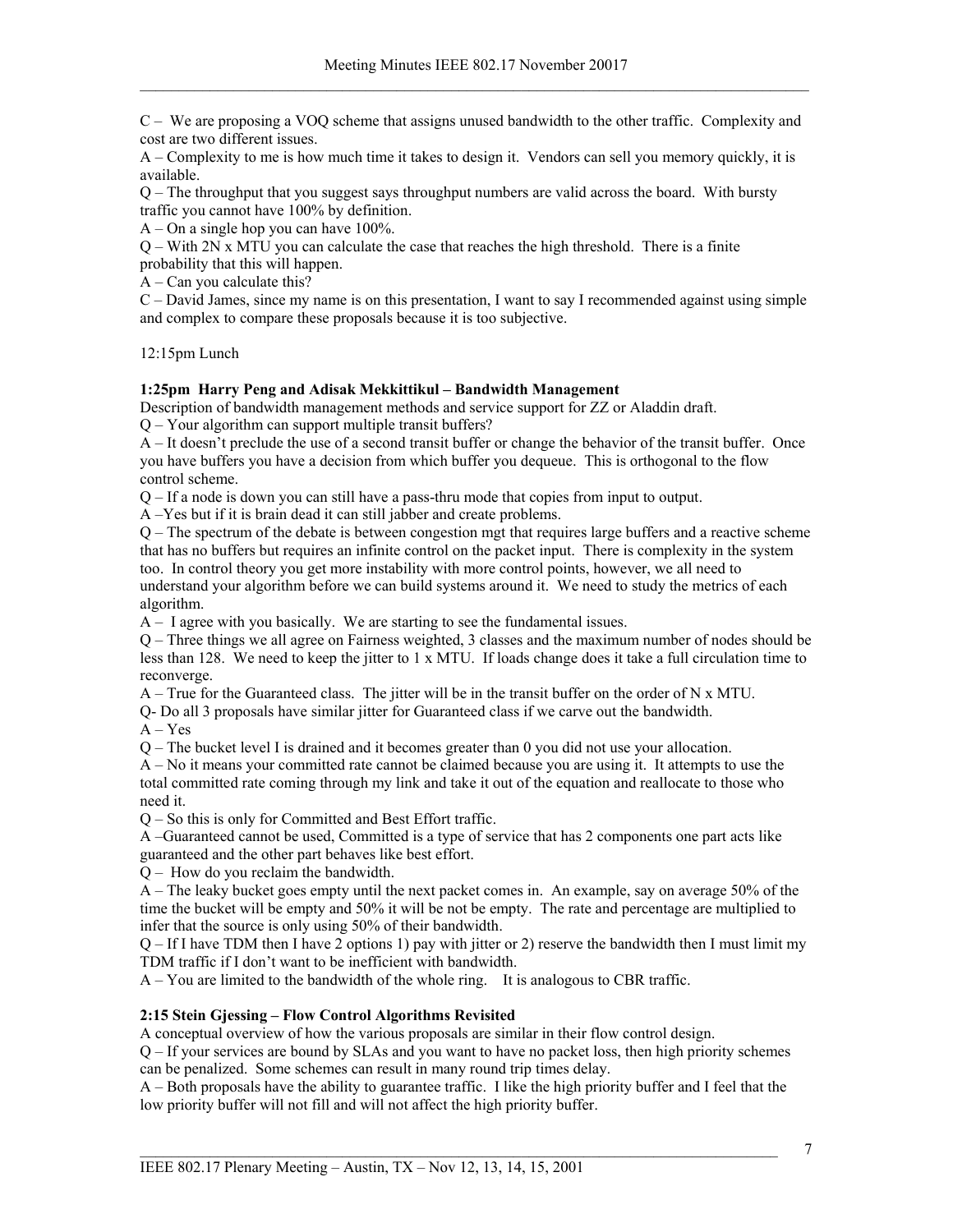C – We are proposing a VOQ scheme that assigns unused bandwidth to the other traffic. Complexity and cost are two different issues.

A – Complexity to me is how much time it takes to design it. Vendors can sell you memory quickly, it is available.

Q – The throughput that you suggest says throughput numbers are valid across the board. With bursty traffic you cannot have 100% by definition.

A – On a single hop you can have 100%.

Q – With 2N x MTU you can calculate the case that reaches the high threshold. There is a finite probability that this will happen.

A – Can you calculate this?

C – David James, since my name is on this presentation, I want to say I recommended against using simple and complex to compare these proposals because it is too subjective.

12:15pm Lunch

**1:25pm Harry Peng and Adisak Mekkittikul – Bandwidth Management**

Description of bandwidth management methods and service support for ZZ or Aladdin draft.

Q – Your algorithm can support multiple transit buffers?

A – It doesn't preclude the use of a second transit buffer or change the behavior of the transit buffer. Once you have buffers you have a decision from which buffer you dequeue. This is orthogonal to the flow control scheme.

Q – If a node is down you can still have a pass-thru mode that copies from input to output.

A –Yes but if it is brain dead it can still jabber and create problems.

Q – The spectrum of the debate is between congestion mgt that requires large buffers and a reactive scheme that has no buffers but requires an infinite control on the packet input. There is complexity in the system too. In control theory you get more instability with more control points, however, we all need to understand your algorithm before we can build systems around it. We need to study the metrics of each algorithm.

A – I agree with you basically. We are starting to see the fundamental issues.

Q – Three things we all agree on Fairness weighted, 3 classes and the maximum number of nodes should be less than 128. We need to keep the jitter to 1 x MTU. If loads change does it take a full circulation time to reconverge.

A – True for the Guaranteed class. The jitter will be in the transit buffer on the order of N x MTU.

Q- Do all 3 proposals have similar jitter for Guaranteed class if we carve out the bandwidth.

A – Yes

Q – The bucket level I is drained and it becomes greater than 0 you did not use your allocation.

A – No it means your committed rate cannot be claimed because you are using it. It attempts to use the total committed rate coming through my link and take it out of the equation and reallocate to those who need it.

Q – So this is only for Committed and Best Effort traffic.

A –Guaranteed cannot be used, Committed is a type of service that has 2 components one part acts like guaranteed and the other part behaves like best effort.

Q – How do you reclaim the bandwidth.

A – The leaky bucket goes empty until the next packet comes in. An example, say on average 50% of the time the bucket will be empty and 50% it will be not be empty. The rate and percentage are multiplied to infer that the source is only using 50% of their bandwidth.

Q – If I have TDM then I have 2 options 1) pay with jitter or 2) reserve the bandwidth then I must limit my TDM traffic if I don't want to be inefficient with bandwidth.

A – You are limited to the bandwidth of the whole ring. It is analogous to CBR traffic.

**2:15 Stein Gjessing – Flow Control Algorithms Revisited**

A conceptual overview of how the various proposals are similar in their flow control design.

Q – If your services are bound by SLAs and you want to have no packet loss, then high priority schemes can be penalized. Some schemes can result in many round trip times delay.

A – Both proposals have the ability to guarantee traffic. I like the high priority buffer and I feel that the low priority buffer will not fill and will not affect the high priority buffer.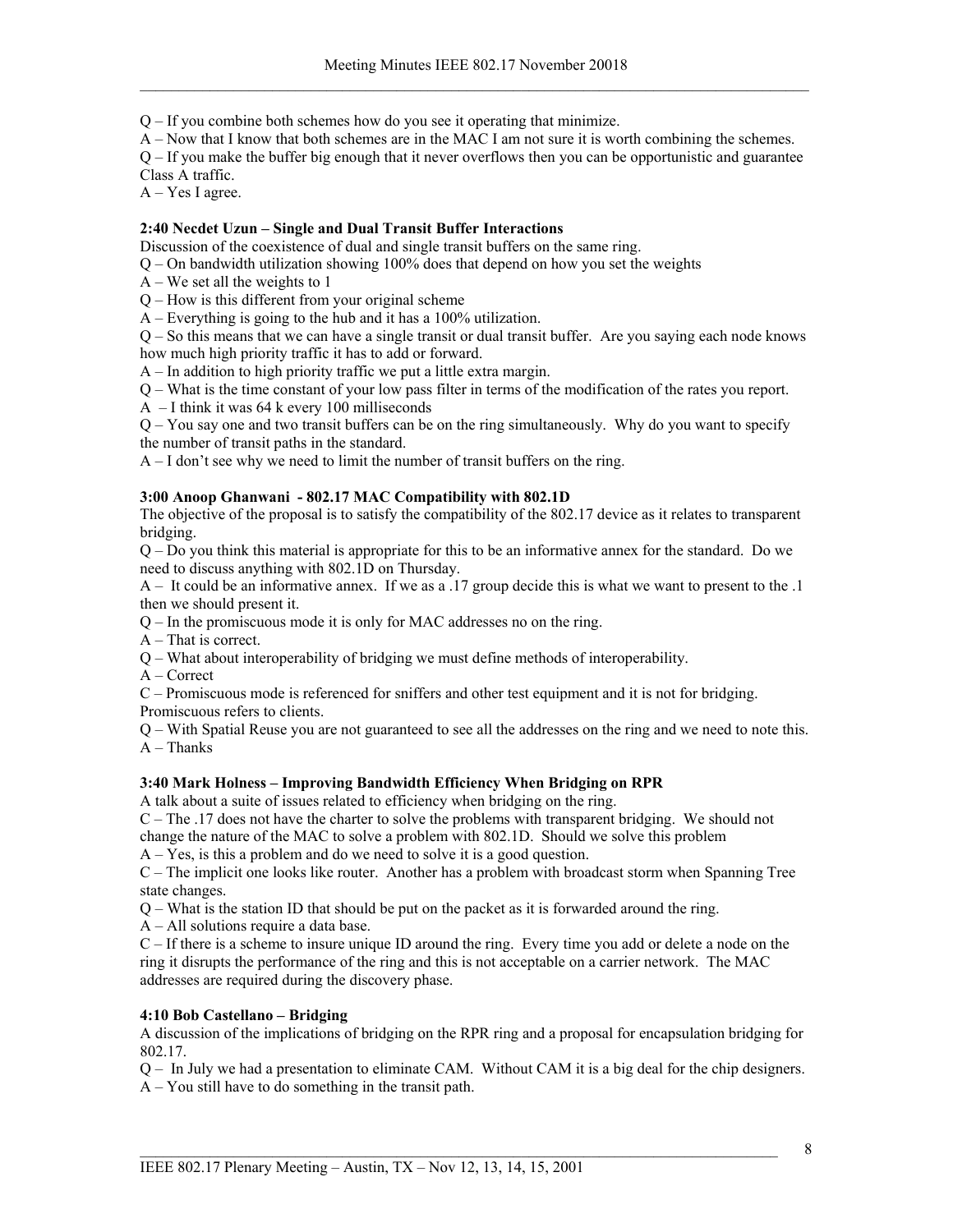Q – If you combine both schemes how do you see it operating that minimize.

A – Now that I know that both schemes are in the MAC I am not sure it is worth combining the schemes.

Q – If you make the buffer big enough that it never overflows then you can be opportunistic and guarantee Class A traffic.

A – Yes I agree.

**2:40 Necdet Uzun – Single and Dual Transit Buffer Interactions**

Discussion of the coexistence of dual and single transit buffers on the same ring.

Q – On bandwidth utilization showing 100% does that depend on how you set the weights

A – We set all the weights to 1

Q – How is this different from your original scheme

A – Everything is going to the hub and it has a 100% utilization.

Q – So this means that we can have a single transit or dual transit buffer. Are you saying each node knows how much high priority traffic it has to add or forward.

A – In addition to high priority traffic we put a little extra margin.

Q – What is the time constant of your low pass filter in terms of the modification of the rates you report.

A – I think it was 64 k every 100 milliseconds

Q – You say one and two transit buffers can be on the ring simultaneously. Why do you want to specify the number of transit paths in the standard.

A – I don't see why we need to limit the number of transit buffers on the ring.

**3:00 Anoop Ghanwani - 802.17 MAC Compatibility with 802.1D**

The objective of the proposal is to satisfy the compatibility of the 802.17 device as it relates to transparent bridging.

Q – Do you think this material is appropriate for this to be an informative annex for the standard. Do we need to discuss anything with 802.1D on Thursday.

A – It could be an informative annex. If we as a .17 group decide this is what we want to present to the .1 then we should present it.

Q – In the promiscuous mode it is only for MAC addresses no on the ring.

A – That is correct.

Q – What about interoperability of bridging we must define methods of interoperability.

A – Correct

C – Promiscuous mode is referenced for sniffers and other test equipment and it is not for bridging. Promiscuous refers to clients.

Q – With Spatial Reuse you are not guaranteed to see all the addresses on the ring and we need to note this.

A – Thanks

**3:40 Mark Holness – Improving Bandwidth Efficiency When Bridging on RPR**

A talk about a suite of issues related to efficiency when bridging on the ring.

C – The .17 does not have the charter to solve the problems with transparent bridging. We should not change the nature of the MAC to solve a problem with 802.1D. Should we solve this problem

A – Yes, is this a problem and do we need to solve it is a good question.

C – The implicit one looks like router. Another has a problem with broadcast storm when Spanning Tree state changes.

Q – What is the station ID that should be put on the packet as it is forwarded around the ring.

A – All solutions require a data base.

C – If there is a scheme to insure unique ID around the ring. Every time you add or delete a node on the ring it disrupts the performance of the ring and this is not acceptable on a carrier network. The MAC addresses are required during the discovery phase.

**4:10 Bob Castellano – Bridging**

A discussion of the implications of bridging on the RPR ring and a proposal for encapsulation bridging for 802.17.

Q – In July we had a presentation to eliminate CAM. Without CAM it is a big deal for the chip designers.

A – You still have to do something in the transit path.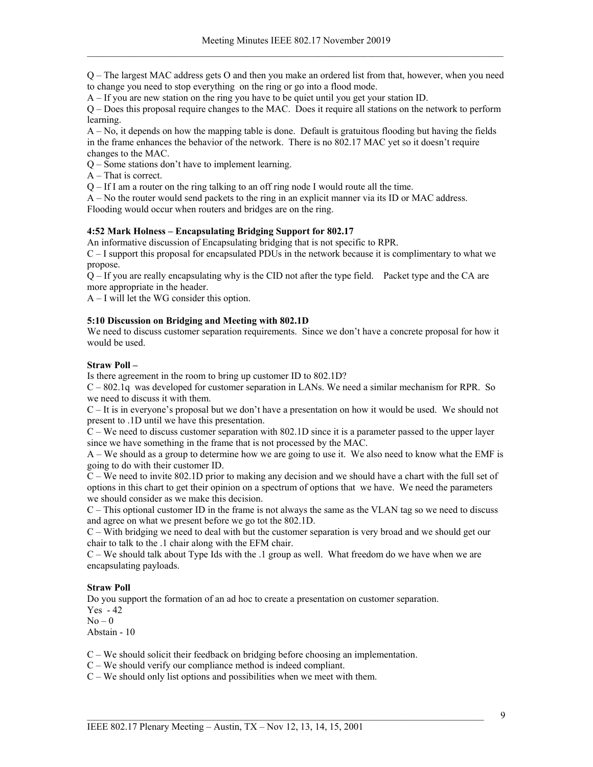Q – The largest MAC address gets O and then you make an ordered list from that, however, when you need to change you need to stop everything on the ring or go into a flood mode.

A – If you are new station on the ring you have to be quiet until you get your station ID.

Q – Does this proposal require changes to the MAC. Does it require all stations on the network to perform learning.

A – No, it depends on how the mapping table is done. Default is gratuitous flooding but having the fields in the frame enhances the behavior of the network. There is no 802.17 MAC yet so it doesn't require changes to the MAC.

Q – Some stations don't have to implement learning.

A – That is correct.

Q – If I am a router on the ring talking to an off ring node I would route all the time.

A – No the router would send packets to the ring in an explicit manner via its ID or MAC address. Flooding would occur when routers and bridges are on the ring.

**4:52 Mark Holness – Encapsulating Bridging Support for 802.17**

An informative discussion of Encapsulating bridging that is not specific to RPR.

C – I support this proposal for encapsulated PDUs in the network because it is complimentary to what we propose.

Q – If you are really encapsulating why is the CID not after the type field. Packet type and the CA are more appropriate in the header.

A – I will let the WG consider this option.

**5:10 Discussion on Bridging and Meeting with 802.1D**

We need to discuss customer separation requirements. Since we don't have a concrete proposal for how it would be used.

**Straw Poll –**

Is there agreement in the room to bring up customer ID to 802.1D?

C – 802.1q was developed for customer separation in LANs. We need a similar mechanism for RPR. So we need to discuss it with them.

C – It is in everyone's proposal but we don't have a presentation on how it would be used. We should not present to .1D until we have this presentation.

C – We need to discuss customer separation with 802.1D since it is a parameter passed to the upper layer since we have something in the frame that is not processed by the MAC.

A – We should as a group to determine how we are going to use it. We also need to know what the EMF is going to do with their customer ID.

C – We need to invite 802.1D prior to making any decision and we should have a chart with the full set of options in this chart to get their opinion on a spectrum of options that we have. We need the parameters we should consider as we make this decision.

C – This optional customer ID in the frame is not always the same as the VLAN tag so we need to discuss and agree on what we present before we go tot the 802.1D.

C – With bridging we need to deal with but the customer separation is very broad and we should get our chair to talk to the .1 chair along with the EFM chair.

C – We should talk about Type Ids with the .1 group as well. What freedom do we have when we are encapsulating payloads.

**Straw Poll**

Do you support the formation of an ad hoc to create a presentation on customer separation.

Yes - 42

No – 0

Abstain - 10

C – We should solicit their feedback on bridging before choosing an implementation.

C – We should verify our compliance method is indeed compliant.

C – We should only list options and possibilities when we meet with them.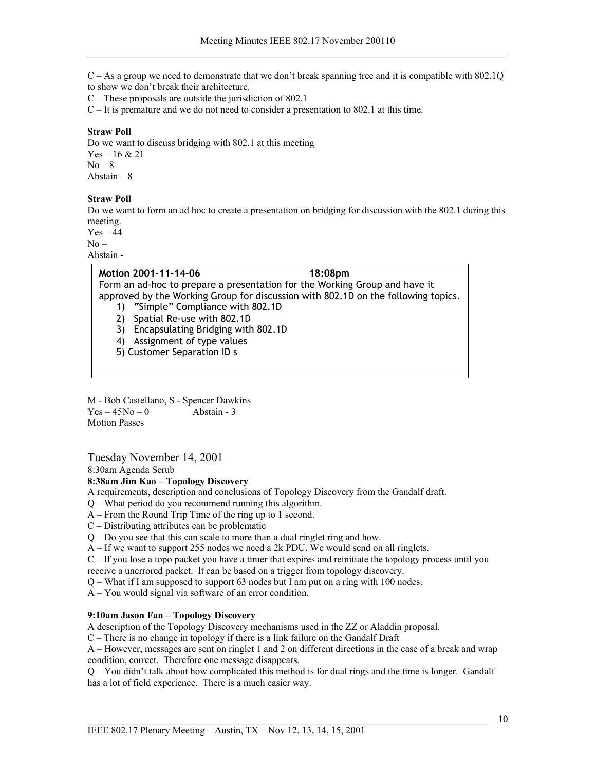C – As a group we need to demonstrate that we don't break spanning tree and it is compatible with 802.1Q to show we don't break their architecture.
C – These proposals are outside the jurisdiction of 802.1
C – It is premature and we do not need to consider a presentation to 802.1 at this time.

**Straw Poll**
Do we want to discuss bridging with 802.1 at this meeting
Yes – 16 & 21
No – 8
Abstain – 8

**Straw Poll**
Do we want to form an ad hoc to create a presentation on bridging for discussion with the 802.1 during this meeting.
Yes – 44
No –
Abstain -

**Motion 2001-11-14-06 18:08pm**
Form an ad-hoc to prepare a presentation for the Working Group and have it approved by the Working Group for discussion with 802.1D on the following topics.

1) "Simple" Compliance with 802.1D
2) Spatial Re-use with 802.1D
3) Encapsulating Bridging with 802.1D
4) Assignment of type values
5) Customer Separation ID s

M - Bob Castellano, S - Spencer Dawkins
Yes – 45No – 0 Abstain - 3
Motion Passes

## Tuesday November 14, 2001

8:30am Agenda Scrub

**8:38am Jim Kao – Topology Discovery**

A requirements, description and conclusions of Topology Discovery from the Gandalf draft.
Q – What period do you recommend running this algorithm.
A – From the Round Trip Time of the ring up to 1 second.
C – Distributing attributes can be problematic
Q – Do you see that this can scale to more than a dual ringlet ring and how.
A – If we want to support 255 nodes we need a 2k PDU. We would send on all ringlets.
C – If you lose a topo packet you have a timer that expires and reinitiate the topology process until you receive a unerrored packet. It can be based on a trigger from topology discovery.
Q – What if I am supposed to support 63 nodes but I am put on a ring with 100 nodes.
A – You would signal via software of an error condition.

**9:10am Jason Fan – Topology Discovery**

A description of the Topology Discovery mechanisms used in the ZZ or Aladdin proposal.
C – There is no change in topology if there is a link failure on the Gandalf Draft
A – However, messages are sent on ringlet 1 and 2 on different directions in the case of a break and wrap condition, correct. Therefore one message disappears.
Q – You didn't talk about how complicated this method is for dual rings and the time is longer. Gandalf has a lot of field experience. There is a much easier way.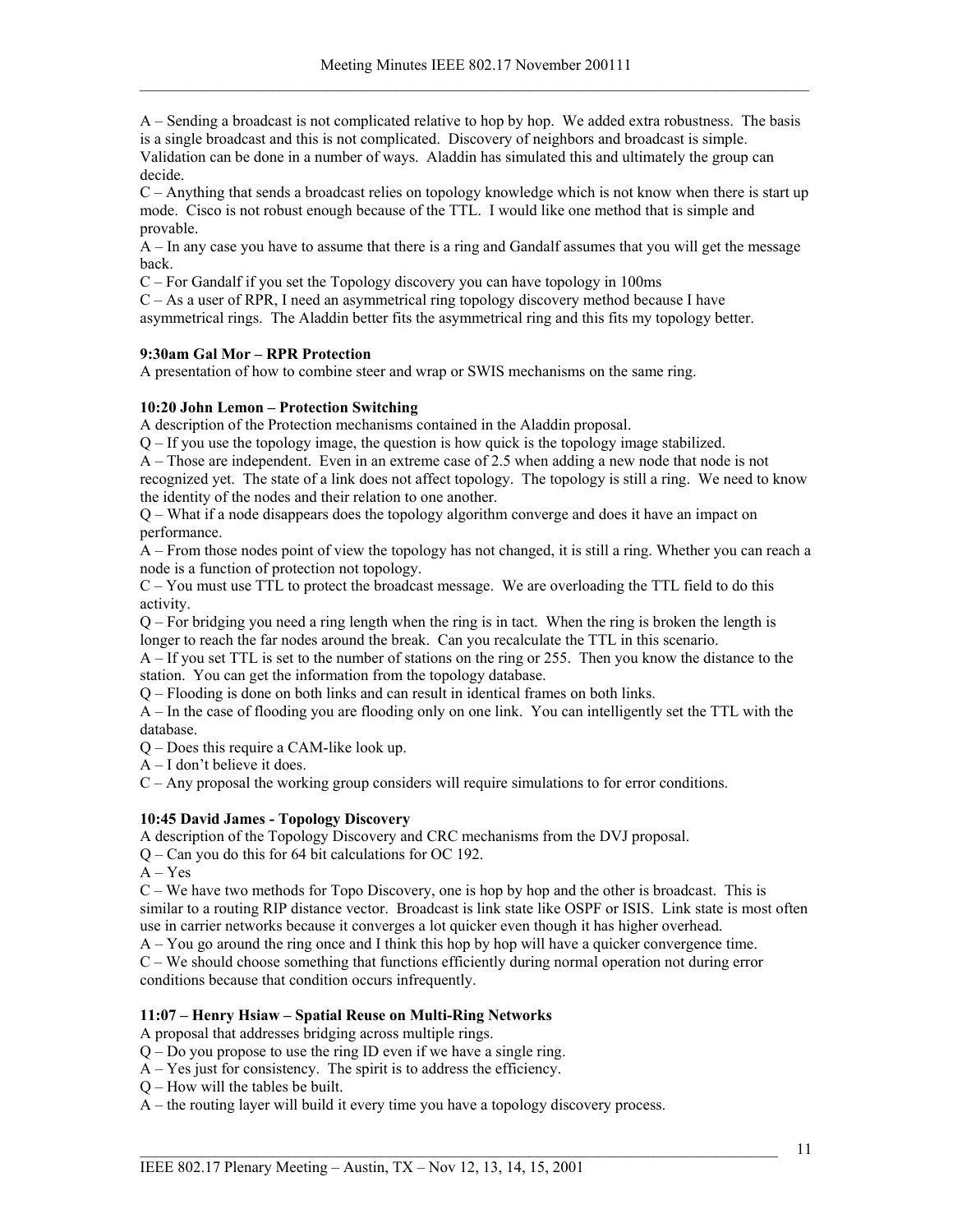A – Sending a broadcast is not complicated relative to hop by hop. We added extra robustness. The basis is a single broadcast and this is not complicated. Discovery of neighbors and broadcast is simple. Validation can be done in a number of ways. Aladdin has simulated this and ultimately the group can decide.

C – Anything that sends a broadcast relies on topology knowledge which is not know when there is start up mode. Cisco is not robust enough because of the TTL. I would like one method that is simple and provable.

A – In any case you have to assume that there is a ring and Gandalf assumes that you will get the message back.

C – For Gandalf if you set the Topology discovery you can have topology in 100ms

C – As a user of RPR, I need an asymmetrical ring topology discovery method because I have asymmetrical rings. The Aladdin better fits the asymmetrical ring and this fits my topology better.

**9:30am Gal Mor – RPR Protection**

A presentation of how to combine steer and wrap or SWIS mechanisms on the same ring.

**10:20 John Lemon – Protection Switching**

A description of the Protection mechanisms contained in the Aladdin proposal.

Q – If you use the topology image, the question is how quick is the topology image stabilized.

A – Those are independent. Even in an extreme case of 2.5 when adding a new node that node is not recognized yet. The state of a link does not affect topology. The topology is still a ring. We need to know the identity of the nodes and their relation to one another.

Q – What if a node disappears does the topology algorithm converge and does it have an impact on performance.

A – From those nodes point of view the topology has not changed, it is still a ring. Whether you can reach a node is a function of protection not topology.

C – You must use TTL to protect the broadcast message. We are overloading the TTL field to do this activity.

Q – For bridging you need a ring length when the ring is in tact. When the ring is broken the length is longer to reach the far nodes around the break. Can you recalculate the TTL in this scenario.

A – If you set TTL is set to the number of stations on the ring or 255. Then you know the distance to the station. You can get the information from the topology database.

Q – Flooding is done on both links and can result in identical frames on both links.

A – In the case of flooding you are flooding only on one link. You can intelligently set the TTL with the database.

Q – Does this require a CAM-like look up.

A – I don't believe it does.

C – Any proposal the working group considers will require simulations to for error conditions.

**10:45 David James - Topology Discovery**

A description of the Topology Discovery and CRC mechanisms from the DVJ proposal.

Q – Can you do this for 64 bit calculations for OC 192.

A – Yes

C – We have two methods for Topo Discovery, one is hop by hop and the other is broadcast. This is similar to a routing RIP distance vector. Broadcast is link state like OSPF or ISIS. Link state is most often use in carrier networks because it converges a lot quicker even though it has higher overhead.

A – You go around the ring once and I think this hop by hop will have a quicker convergence time.

C – We should choose something that functions efficiently during normal operation not during error conditions because that condition occurs infrequently.

**11:07 – Henry Hsiaw – Spatial Reuse on Multi-Ring Networks**

A proposal that addresses bridging across multiple rings.

Q – Do you propose to use the ring ID even if we have a single ring.

A – Yes just for consistency. The spirit is to address the efficiency.

Q – How will the tables be built.

A – the routing layer will build it every time you have a topology discovery process.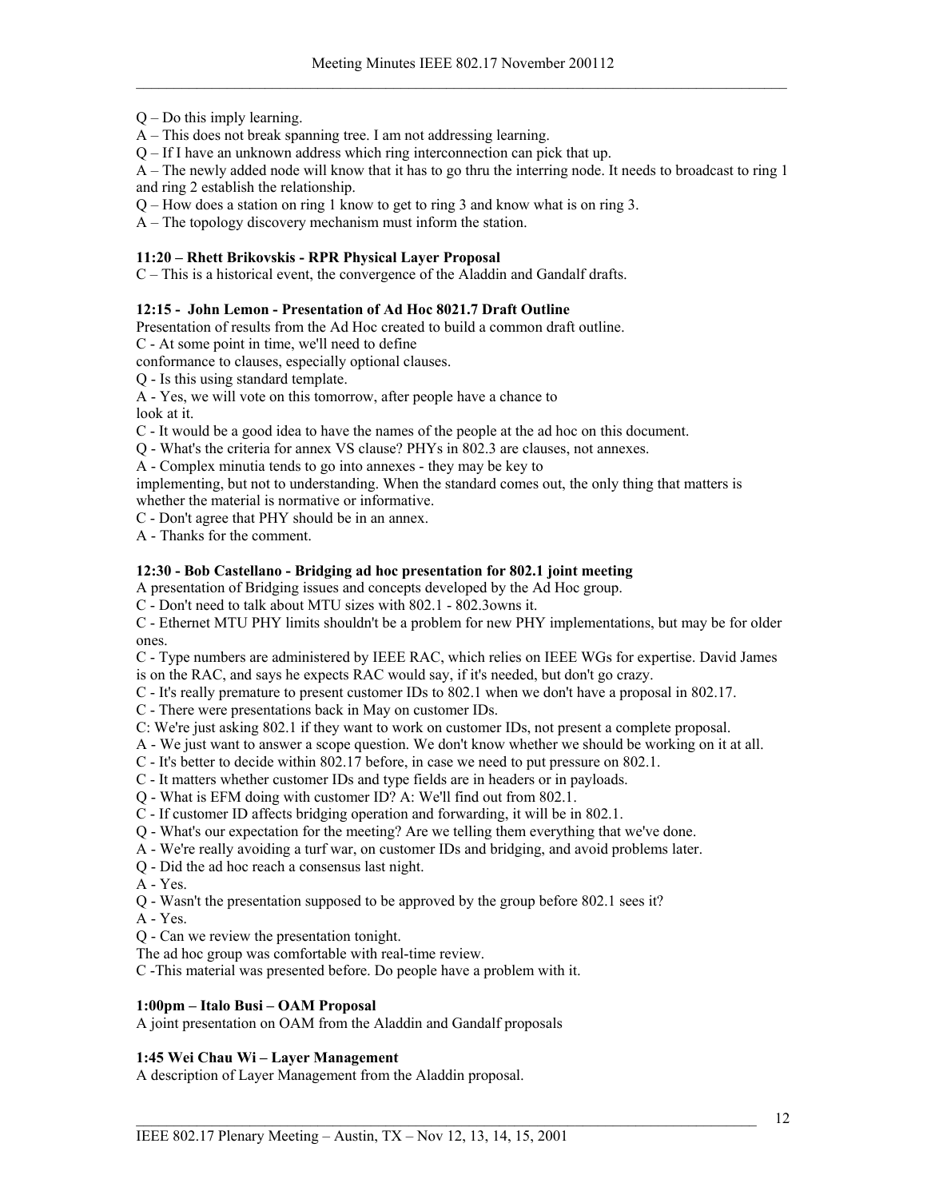Q – Do this imply learning.

A – This does not break spanning tree. I am not addressing learning.

Q – If I have an unknown address which ring interconnection can pick that up.

A – The newly added node will know that it has to go thru the interring node. It needs to broadcast to ring 1 and ring 2 establish the relationship.

Q – How does a station on ring 1 know to get to ring 3 and know what is on ring 3.

A – The topology discovery mechanism must inform the station.

**11:20 – Rhett Brikovskis - RPR Physical Layer Proposal**

C – This is a historical event, the convergence of the Aladdin and Gandalf drafts.

**12:15 - John Lemon - Presentation of Ad Hoc 8021.7 Draft Outline**

Presentation of results from the Ad Hoc created to build a common draft outline.

C - At some point in time, we'll need to define conformance to clauses, especially optional clauses.

Q - Is this using standard template.

A - Yes, we will vote on this tomorrow, after people have a chance to look at it.

C - It would be a good idea to have the names of the people at the ad hoc on this document.

Q - What's the criteria for annex VS clause? PHYs in 802.3 are clauses, not annexes.

A - Complex minutia tends to go into annexes - they may be key to implementing, but not to understanding. When the standard comes out, the only thing that matters is whether the material is normative or informative.

C - Don't agree that PHY should be in an annex.

A - Thanks for the comment.

**12:30 - Bob Castellano - Bridging ad hoc presentation for 802.1 joint meeting**

A presentation of Bridging issues and concepts developed by the Ad Hoc group.

C - Don't need to talk about MTU sizes with 802.1 - 802.3owns it.

C - Ethernet MTU PHY limits shouldn't be a problem for new PHY implementations, but may be for older ones.

C - Type numbers are administered by IEEE RAC, which relies on IEEE WGs for expertise. David James is on the RAC, and says he expects RAC would say, if it's needed, but don't go crazy.

C - It's really premature to present customer IDs to 802.1 when we don't have a proposal in 802.17.

C - There were presentations back in May on customer IDs.

C: We're just asking 802.1 if they want to work on customer IDs, not present a complete proposal.

A - We just want to answer a scope question. We don't know whether we should be working on it at all.

C - It's better to decide within 802.17 before, in case we need to put pressure on 802.1.

C - It matters whether customer IDs and type fields are in headers or in payloads.

Q - What is EFM doing with customer ID? A: We'll find out from 802.1.

C - If customer ID affects bridging operation and forwarding, it will be in 802.1.

Q - What's our expectation for the meeting? Are we telling them everything that we've done.

A - We're really avoiding a turf war, on customer IDs and bridging, and avoid problems later.

Q - Did the ad hoc reach a consensus last night.

A - Yes.

Q - Wasn't the presentation supposed to be approved by the group before 802.1 sees it?

A - Yes.

Q - Can we review the presentation tonight.

The ad hoc group was comfortable with real-time review.

C -This material was presented before. Do people have a problem with it.

**1:00pm – Italo Busi – OAM Proposal**

A joint presentation on OAM from the Aladdin and Gandalf proposals

**1:45 Wei Chau Wi – Layer Management**

A description of Layer Management from the Aladdin proposal.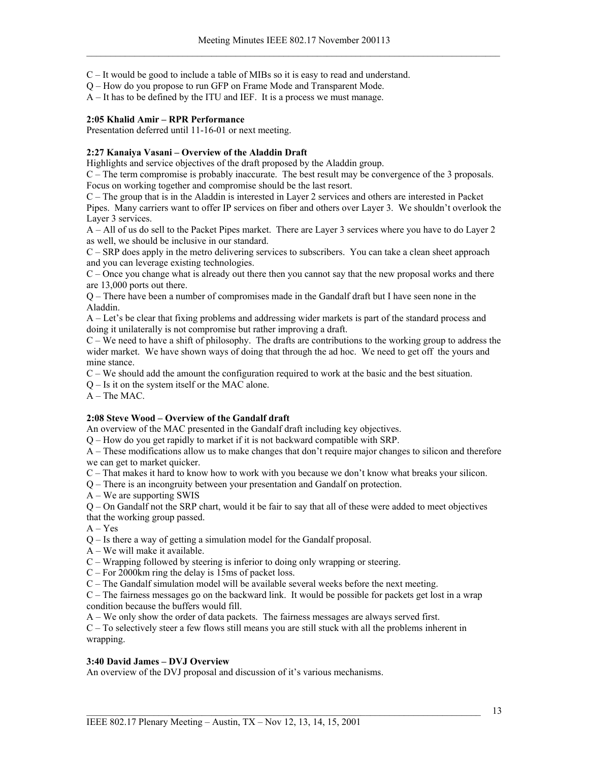C – It would be good to include a table of MIBs so it is easy to read and understand.

Q – How do you propose to run GFP on Frame Mode and Transparent Mode.

A – It has to be defined by the ITU and IEF. It is a process we must manage.

**2:05 Khalid Amir – RPR Performance**

Presentation deferred until 11-16-01 or next meeting.

**2:27 Kanaiya Vasani – Overview of the Aladdin Draft**

Highlights and service objectives of the draft proposed by the Aladdin group.

C – The term compromise is probably inaccurate. The best result may be convergence of the 3 proposals. Focus on working together and compromise should be the last resort.

C – The group that is in the Aladdin is interested in Layer 2 services and others are interested in Packet Pipes. Many carriers want to offer IP services on fiber and others over Layer 3. We shouldn't overlook the Layer 3 services.

A – All of us do sell to the Packet Pipes market. There are Layer 3 services where you have to do Layer 2 as well, we should be inclusive in our standard.

C – SRP does apply in the metro delivering services to subscribers. You can take a clean sheet approach and you can leverage existing technologies.

C – Once you change what is already out there then you cannot say that the new proposal works and there are 13,000 ports out there.

Q – There have been a number of compromises made in the Gandalf draft but I have seen none in the Aladdin.

A – Let's be clear that fixing problems and addressing wider markets is part of the standard process and doing it unilaterally is not compromise but rather improving a draft.

C – We need to have a shift of philosophy. The drafts are contributions to the working group to address the wider market. We have shown ways of doing that through the ad hoc. We need to get off the yours and mine stance.

C – We should add the amount the configuration required to work at the basic and the best situation.

Q – Is it on the system itself or the MAC alone.

A – The MAC.

**2:08 Steve Wood – Overview of the Gandalf draft**

An overview of the MAC presented in the Gandalf draft including key objectives.

Q – How do you get rapidly to market if it is not backward compatible with SRP.

A – These modifications allow us to make changes that don't require major changes to silicon and therefore we can get to market quicker.

C – That makes it hard to know how to work with you because we don't know what breaks your silicon.

Q – There is an incongruity between your presentation and Gandalf on protection.

A – We are supporting SWIS

Q – On Gandalf not the SRP chart, would it be fair to say that all of these were added to meet objectives that the working group passed.

A – Yes

Q – Is there a way of getting a simulation model for the Gandalf proposal.

A – We will make it available.

C – Wrapping followed by steering is inferior to doing only wrapping or steering.

C – For 2000km ring the delay is 15ms of packet loss.

C – The Gandalf simulation model will be available several weeks before the next meeting.

C – The fairness messages go on the backward link. It would be possible for packets get lost in a wrap condition because the buffers would fill.

A – We only show the order of data packets. The fairness messages are always served first.

C – To selectively steer a few flows still means you are still stuck with all the problems inherent in wrapping.

**3:40 David James – DVJ Overview**

An overview of the DVJ proposal and discussion of it's various mechanisms.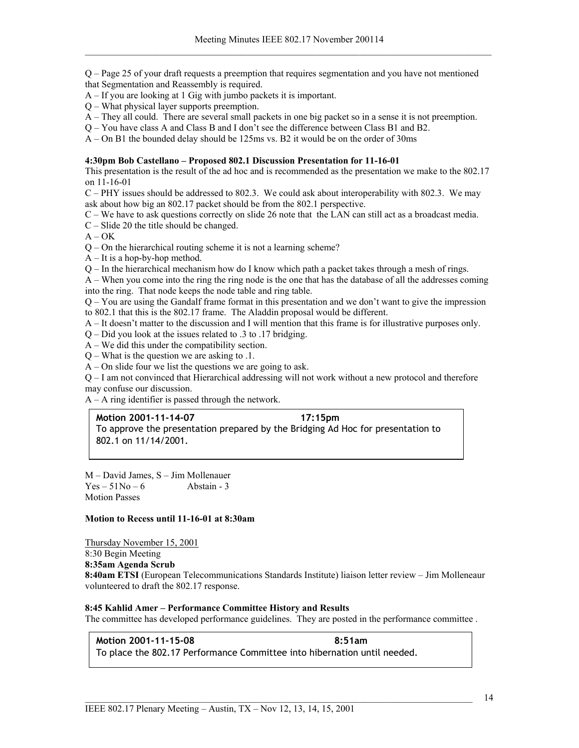Q – Page 25 of your draft requests a preemption that requires segmentation and you have not mentioned that Segmentation and Reassembly is required.

A – If you are looking at 1 Gig with jumbo packets it is important.

Q – What physical layer supports preemption.

A – They all could. There are several small packets in one big packet so in a sense it is not preemption.

Q – You have class A and Class B and I don't see the difference between Class B1 and B2.

A – On B1 the bounded delay should be 125ms vs. B2 it would be on the order of 30ms

**4:30pm Bob Castellano – Proposed 802.1 Discussion Presentation for 11-16-01**

This presentation is the result of the ad hoc and is recommended as the presentation we make to the 802.17 on 11-16-01

C – PHY issues should be addressed to 802.3. We could ask about interoperability with 802.3. We may ask about how big an 802.17 packet should be from the 802.1 perspective.

C – We have to ask questions correctly on slide 26 note that the LAN can still act as a broadcast media.

C – Slide 20 the title should be changed.

A – OK

Q – On the hierarchical routing scheme it is not a learning scheme?

A – It is a hop-by-hop method.

Q – In the hierarchical mechanism how do I know which path a packet takes through a mesh of rings.

A – When you come into the ring the ring node is the one that has the database of all the addresses coming into the ring. That node keeps the node table and ring table.

Q – You are using the Gandalf frame format in this presentation and we don't want to give the impression to 802.1 that this is the 802.17 frame. The Aladdin proposal would be different.

A – It doesn't matter to the discussion and I will mention that this frame is for illustrative purposes only.

Q – Did you look at the issues related to .3 to .17 bridging.

A – We did this under the compatibility section.

Q – What is the question we are asking to .1.

A – On slide four we list the questions we are going to ask.

Q – I am not convinced that Hierarchical addressing will not work without a new protocol and therefore may confuse our discussion.

A – A ring identifier is passed through the network.

**Motion 2001-11-14-07 17:15pm**
To approve the presentation prepared by the Bridging Ad Hoc for presentation to 802.1 on 11/14/2001.

M – David James, S – Jim Mollenauer
Yes – 51 No – 6 Abstain - 3
Motion Passes

**Motion to Recess until 11-16-01 at 8:30am**

Thursday November 15, 2001
8:30 Begin Meeting
**8:35am Agenda Scrub**
**8:40am ETSI** (European Telecommunications Standards Institute) liaison letter review – Jim Molleneaur volunteered to draft the 802.17 response.

**8:45 Kahlid Amer – Performance Committee History and Results**

The committee has developed performance guidelines. They are posted in the performance committee .

**Motion 2001-11-15-08 8:51am**
To place the 802.17 Performance Committee into hibernation until needed.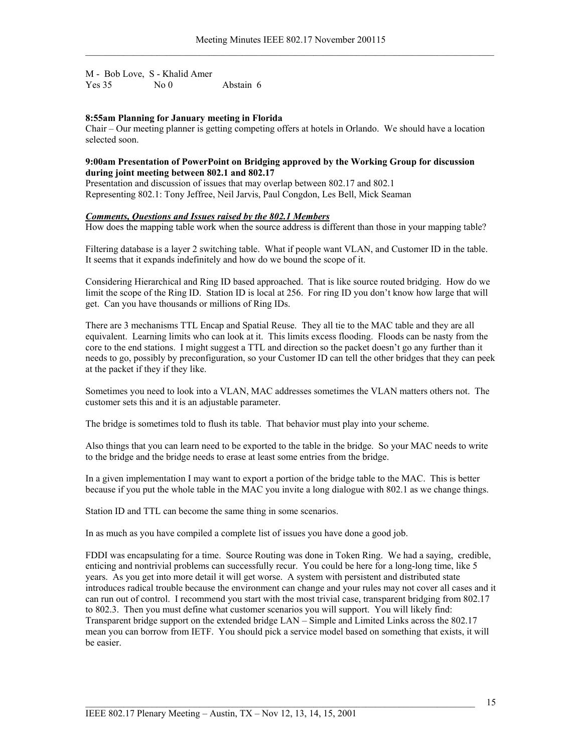M - Bob Love, S - Khalid Amer
Yes 35 No 0 Abstain 6

**8:55am Planning for January meeting in Florida**
Chair – Our meeting planner is getting competing offers at hotels in Orlando. We should have a location selected soon.

**9:00am Presentation of PowerPoint on Bridging approved by the Working Group for discussion during joint meeting between 802.1 and 802.17**
Presentation and discussion of issues that may overlap between 802.17 and 802.1
Representing 802.1: Tony Jeffree, Neil Jarvis, Paul Congdon, Les Bell, Mick Seaman

***Comments, Questions and Issues raised by the 802.1 Members***
How does the mapping table work when the source address is different than those in your mapping table?

Filtering database is a layer 2 switching table. What if people want VLAN, and Customer ID in the table. It seems that it expands indefinitely and how do we bound the scope of it.

Considering Hierarchical and Ring ID based approached. That is like source routed bridging. How do we limit the scope of the Ring ID. Station ID is local at 256. For ring ID you don't know how large that will get. Can you have thousands or millions of Ring IDs.

There are 3 mechanisms TTL Encap and Spatial Reuse. They all tie to the MAC table and they are all equivalent. Learning limits who can look at it. This limits excess flooding. Floods can be nasty from the core to the end stations. I might suggest a TTL and direction so the packet doesn't go any further than it needs to go, possibly by preconfiguration, so your Customer ID can tell the other bridges that they can peek at the packet if they if they like.

Sometimes you need to look into a VLAN, MAC addresses sometimes the VLAN matters others not. The customer sets this and it is an adjustable parameter.

The bridge is sometimes told to flush its table. That behavior must play into your scheme.

Also things that you can learn need to be exported to the table in the bridge. So your MAC needs to write to the bridge and the bridge needs to erase at least some entries from the bridge.

In a given implementation I may want to export a portion of the bridge table to the MAC. This is better because if you put the whole table in the MAC you invite a long dialogue with 802.1 as we change things.

Station ID and TTL can become the same thing in some scenarios.

In as much as you have compiled a complete list of issues you have done a good job.

FDDI was encapsulating for a time. Source Routing was done in Token Ring. We had a saying, credible, enticing and nontrivial problems can successfully recur. You could be here for a long-long time, like 5 years. As you get into more detail it will get worse. A system with persistent and distributed state introduces radical trouble because the environment can change and your rules may not cover all cases and it can run out of control. I recommend you start with the most trivial case, transparent bridging from 802.17 to 802.3. Then you must define what customer scenarios you will support. You will likely find: Transparent bridge support on the extended bridge LAN – Simple and Limited Links across the 802.17 mean you can borrow from IETF. You should pick a service model based on something that exists, it will be easier.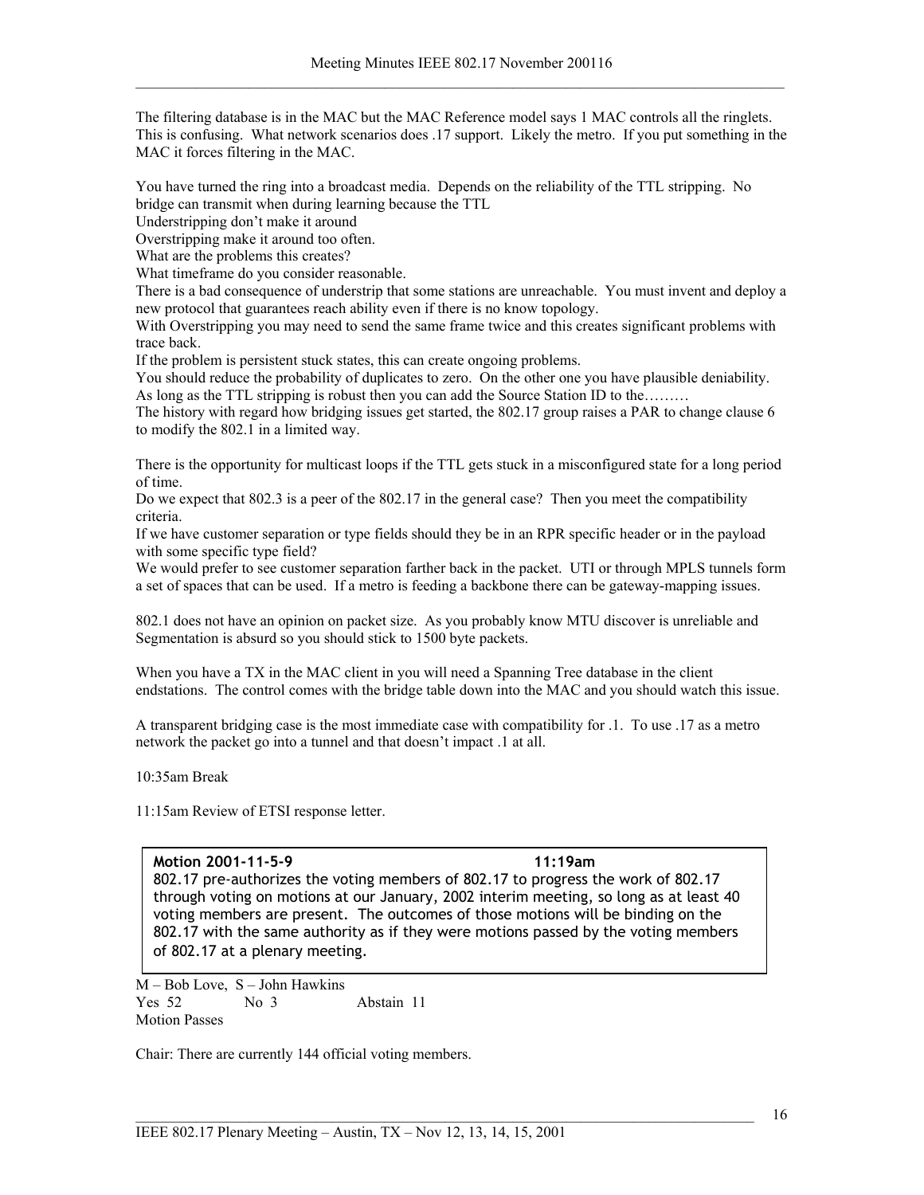The filtering database is in the MAC but the MAC Reference model says 1 MAC controls all the ringlets. This is confusing. What network scenarios does .17 support. Likely the metro. If you put something in the MAC it forces filtering in the MAC.

You have turned the ring into a broadcast media. Depends on the reliability of the TTL stripping. No bridge can transmit when during learning because the TTL
Understripping don't make it around
Overstripping make it around too often.
What are the problems this creates?
What timeframe do you consider reasonable.
There is a bad consequence of understrip that some stations are unreachable. You must invent and deploy a new protocol that guarantees reach ability even if there is no know topology.
With Overstripping you may need to send the same frame twice and this creates significant problems with trace back.
If the problem is persistent stuck states, this can create ongoing problems.
You should reduce the probability of duplicates to zero. On the other one you have plausible deniability.
As long as the TTL stripping is robust then you can add the Source Station ID to the………
The history with regard how bridging issues get started, the 802.17 group raises a PAR to change clause 6 to modify the 802.1 in a limited way.

There is the opportunity for multicast loops if the TTL gets stuck in a misconfigured state for a long period of time.
Do we expect that 802.3 is a peer of the 802.17 in the general case? Then you meet the compatibility criteria.
If we have customer separation or type fields should they be in an RPR specific header or in the payload with some specific type field?
We would prefer to see customer separation farther back in the packet. UTI or through MPLS tunnels form a set of spaces that can be used. If a metro is feeding a backbone there can be gateway-mapping issues.

802.1 does not have an opinion on packet size. As you probably know MTU discover is unreliable and Segmentation is absurd so you should stick to 1500 byte packets.

When you have a TX in the MAC client in you will need a Spanning Tree database in the client endstations. The control comes with the bridge table down into the MAC and you should watch this issue.

A transparent bridging case is the most immediate case with compatibility for .1. To use .17 as a metro network the packet go into a tunnel and that doesn't impact .1 at all.

10:35am Break

11:15am Review of ETSI response letter.

**Motion 2001-11-5-9 11:19am**
802.17 pre-authorizes the voting members of 802.17 to progress the work of 802.17 through voting on motions at our January, 2002 interim meeting, so long as at least 40 voting members are present. The outcomes of those motions will be binding on the 802.17 with the same authority as if they were motions passed by the voting members of 802.17 at a plenary meeting.

M – Bob Love, S – John Hawkins
Yes 52 No 3 Abstain 11
Motion Passes

Chair: There are currently 144 official voting members.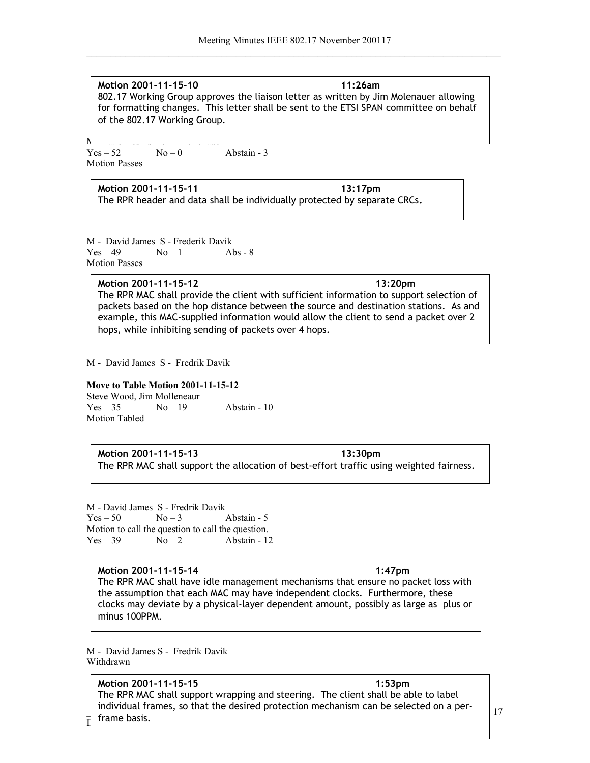**Motion 2001-11-15-10 11:26am**
802.17 Working Group approves the liaison letter as written by Jim Molenauer allowing for formatting changes. This letter shall be sent to the ETSI SPAN committee on behalf of the 802.17 Working Group.

Yes – 52 No – 0 Abstain - 3
Motion Passes

**Motion 2001-11-15-11 13:17pm**
The RPR header and data shall be individually protected by separate CRCs.

M - David James S - Frederik Davik
Yes – 49 No – 1 Abs - 8
Motion Passes

**Motion 2001-11-15-12 13:20pm**
The RPR MAC shall provide the client with sufficient information to support selection of packets based on the hop distance between the source and destination stations. As and example, this MAC-supplied information would allow the client to send a packet over 2 hops, while inhibiting sending of packets over 4 hops.

M - David James S - Fredrik Davik

**Move to Table Motion 2001-11-15-12**
Steve Wood, Jim Molleneaur
Yes – 35 No – 19 Abstain - 10
Motion Tabled

**Motion 2001-11-15-13 13:30pm**
The RPR MAC shall support the allocation of best-effort traffic using weighted fairness.

M - David James S - Fredrik Davik
Yes – 50 No – 3 Abstain - 5
Motion to call the question to call the question.
Yes – 39 No – 2 Abstain - 12

**Motion 2001-11-15-14 1:47pm**
The RPR MAC shall have idle management mechanisms that ensure no packet loss with the assumption that each MAC may have independent clocks. Furthermore, these clocks may deviate by a physical-layer dependent amount, possibly as large as plus or minus 100PPM.

M - David James S - Fredrik Davik
Withdrawn

**Motion 2001-11-15-15 1:53pm**
The RPR MAC shall support wrapping and steering. The client shall be able to label individual frames, so that the desired protection mechanism can be selected on a per-frame basis.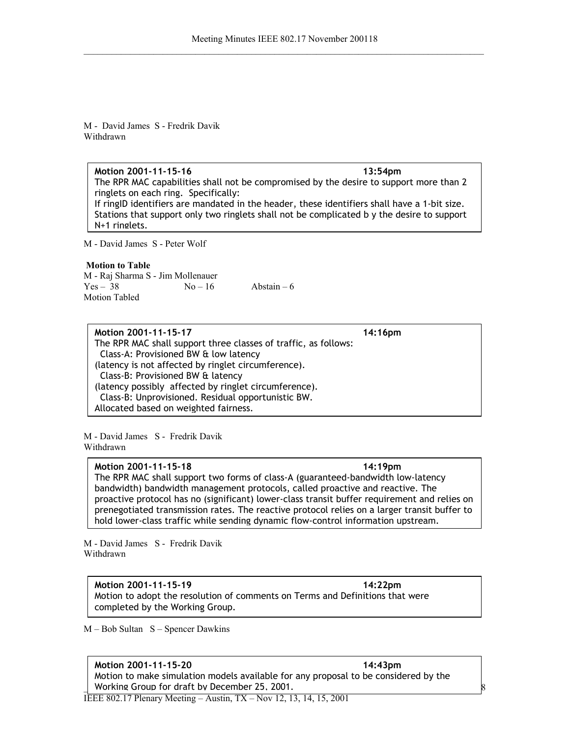M - David James S - Fredrik Davik
Withdrawn

**Motion 2001-11-15-16** **13:54pm**
The RPR MAC capabilities shall not be compromised by the desire to support more than 2 ringlets on each ring. Specifically:
If ringID identifiers are mandated in the header, these identifiers shall have a 1-bit size.
Stations that support only two ringlets shall not be complicated b y the desire to support N+1 ringlets.

M - David James S - Peter Wolf

**Motion to Table**
M - Raj Sharma S - Jim Mollenauer
Yes – 38 No – 16 Abstain – 6
Motion Tabled

**Motion 2001-11-15-17** **14:16pm**
The RPR MAC shall support three classes of traffic, as follows:
Class-A: Provisioned BW & low latency
(latency is not affected by ringlet circumference).
Class-B: Provisioned BW & latency
(latency possibly affected by ringlet circumference).
Class-B: Unprovisioned. Residual opportunistic BW.
Allocated based on weighted fairness.

M - David James S - Fredrik Davik
Withdrawn

**Motion 2001-11-15-18** **14:19pm**
The RPR MAC shall support two forms of class-A (guaranteed-bandwidth low-latency bandwidth) bandwidth management protocols, called proactive and reactive. The proactive protocol has no (significant) lower-class transit buffer requirement and relies on prenegotiated transmission rates. The reactive protocol relies on a larger transit buffer to hold lower-class traffic while sending dynamic flow-control information upstream.

M - David James S - Fredrik Davik
Withdrawn

**Motion 2001-11-15-19** **14:22pm**
Motion to adopt the resolution of comments on Terms and Definitions that were completed by the Working Group.

M – Bob Sultan S – Spencer Dawkins

**Motion 2001-11-15-20** **14:43pm**
Motion to make simulation models available for any proposal to be considered by the Working Group for draft by December 25, 2001.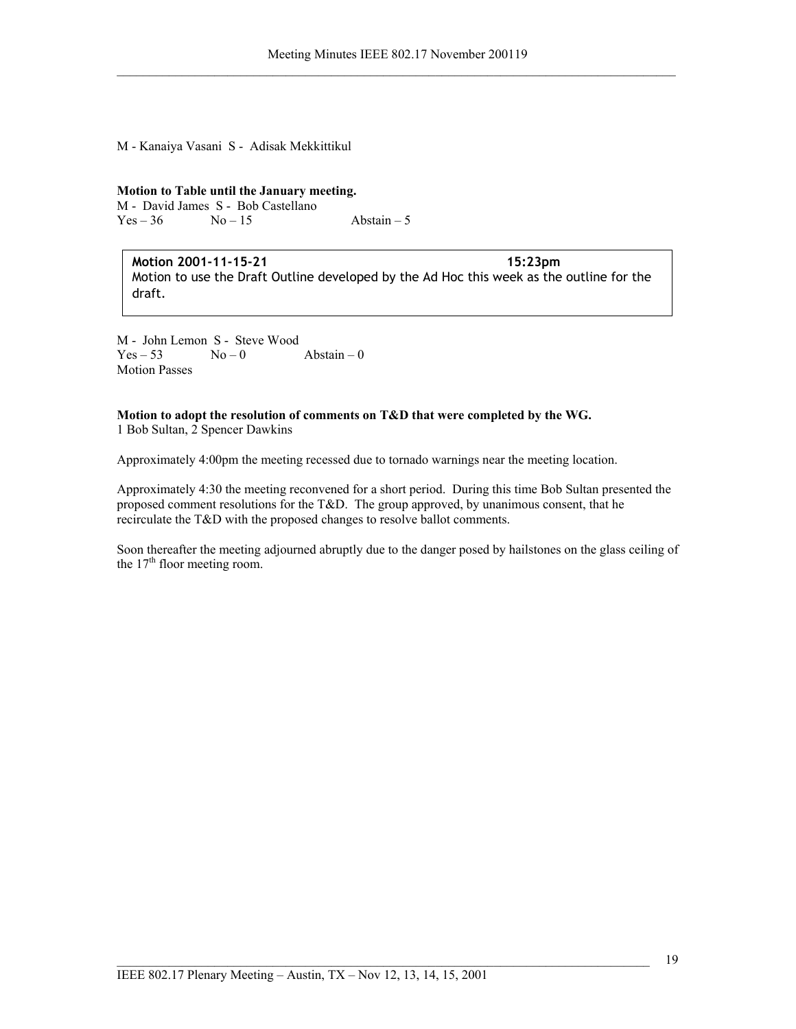M - Kanaiya Vasani S - Adisak Mekkittikul

**Motion to Table until the January meeting.**
M - David James S - Bob Castellano
Yes – 36 No – 15 Abstain – 5

> **Motion 2001-11-15-21** **15:23pm**
> Motion to use the Draft Outline developed by the Ad Hoc this week as the outline for the draft.

M - John Lemon S - Steve Wood
Yes – 53 No – 0 Abstain – 0
Motion Passes

**Motion to adopt the resolution of comments on T&D that were completed by the WG.**
1 Bob Sultan, 2 Spencer Dawkins

Approximately 4:00pm the meeting recessed due to tornado warnings near the meeting location.

Approximately 4:30 the meeting reconvened for a short period. During this time Bob Sultan presented the proposed comment resolutions for the T&D. The group approved, by unanimous consent, that he recirculate the T&D with the proposed changes to resolve ballot comments.

Soon thereafter the meeting adjourned abruptly due to the danger posed by hailstones on the glass ceiling of the 17th floor meeting room.